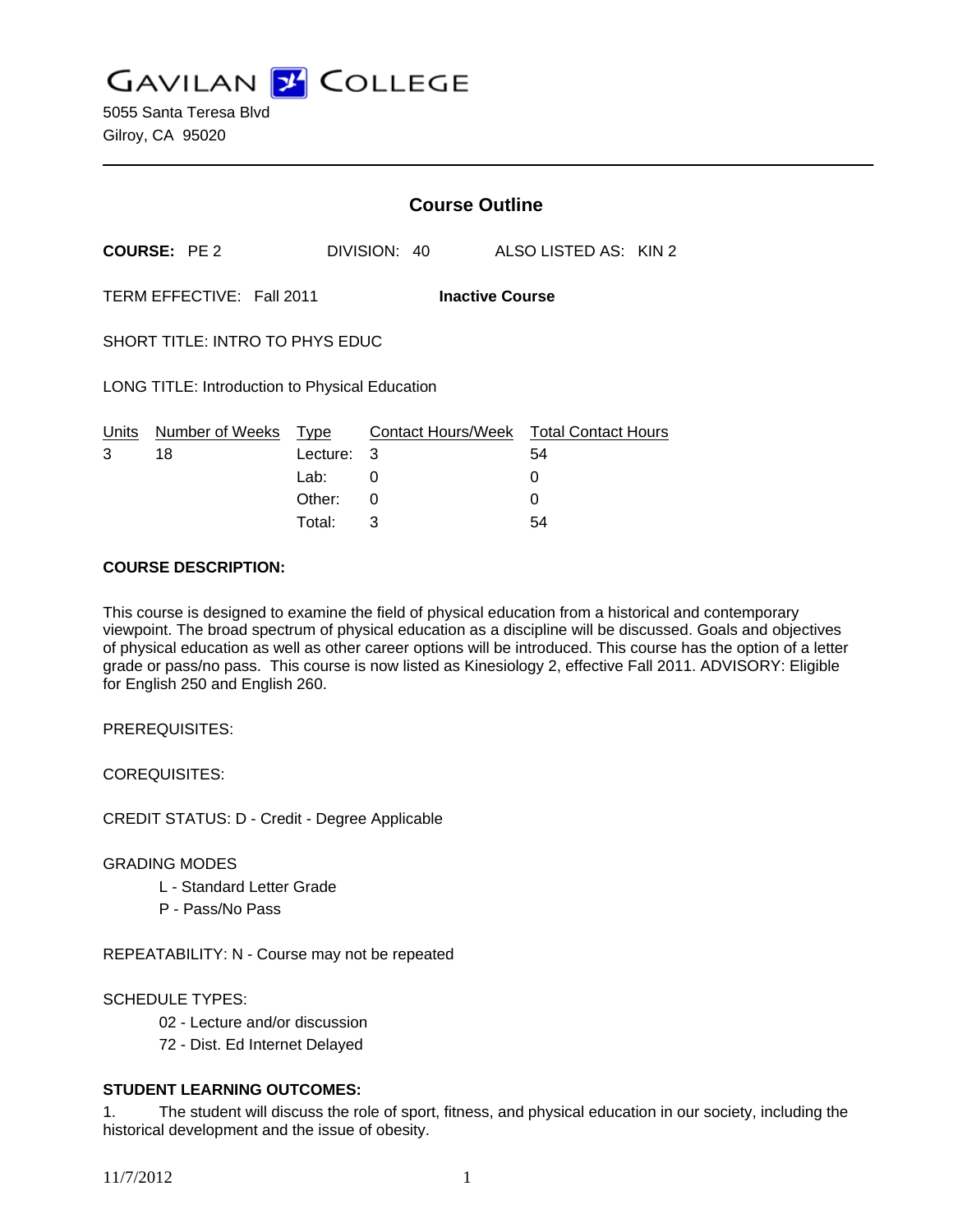# GAVILAN COLLEGE

5055 Santa Teresa Blvd
Gilroy, CA 95020

## Course Outline

**COURSE:** PE 2 DIVISION: 40 ALSO LISTED AS: KIN 2

TERM EFFECTIVE: Fall 2011 **Inactive Course**

SHORT TITLE: INTRO TO PHYS EDUC

LONG TITLE: Introduction to Physical Education

| Units | Number of Weeks | Type | Contact Hours/Week | Total Contact Hours |
|---|---|---|---|---|
| 3 | 18 | Lecture: | 3 | 54 |
| | | Lab: | 0 | 0 |
| | | Other: | 0 | 0 |
| | | Total: | 3 | 54 |

**COURSE DESCRIPTION:**

This course is designed to examine the field of physical education from a historical and contemporary viewpoint. The broad spectrum of physical education as a discipline will be discussed. Goals and objectives of physical education as well as other career options will be introduced. This course has the option of a letter grade or pass/no pass. This course is now listed as Kinesiology 2, effective Fall 2011. ADVISORY: Eligible for English 250 and English 260.

PREREQUISITES:

COREQUISITES:

CREDIT STATUS: D - Credit - Degree Applicable

GRADING MODES

- L - Standard Letter Grade
- P - Pass/No Pass

REPEATABILITY: N - Course may not be repeated

SCHEDULE TYPES:

- 02 - Lecture and/or discussion
- 72 - Dist. Ed Internet Delayed

**STUDENT LEARNING OUTCOMES:**

1. The student will discuss the role of sport, fitness, and physical education in our society, including the historical development and the issue of obesity.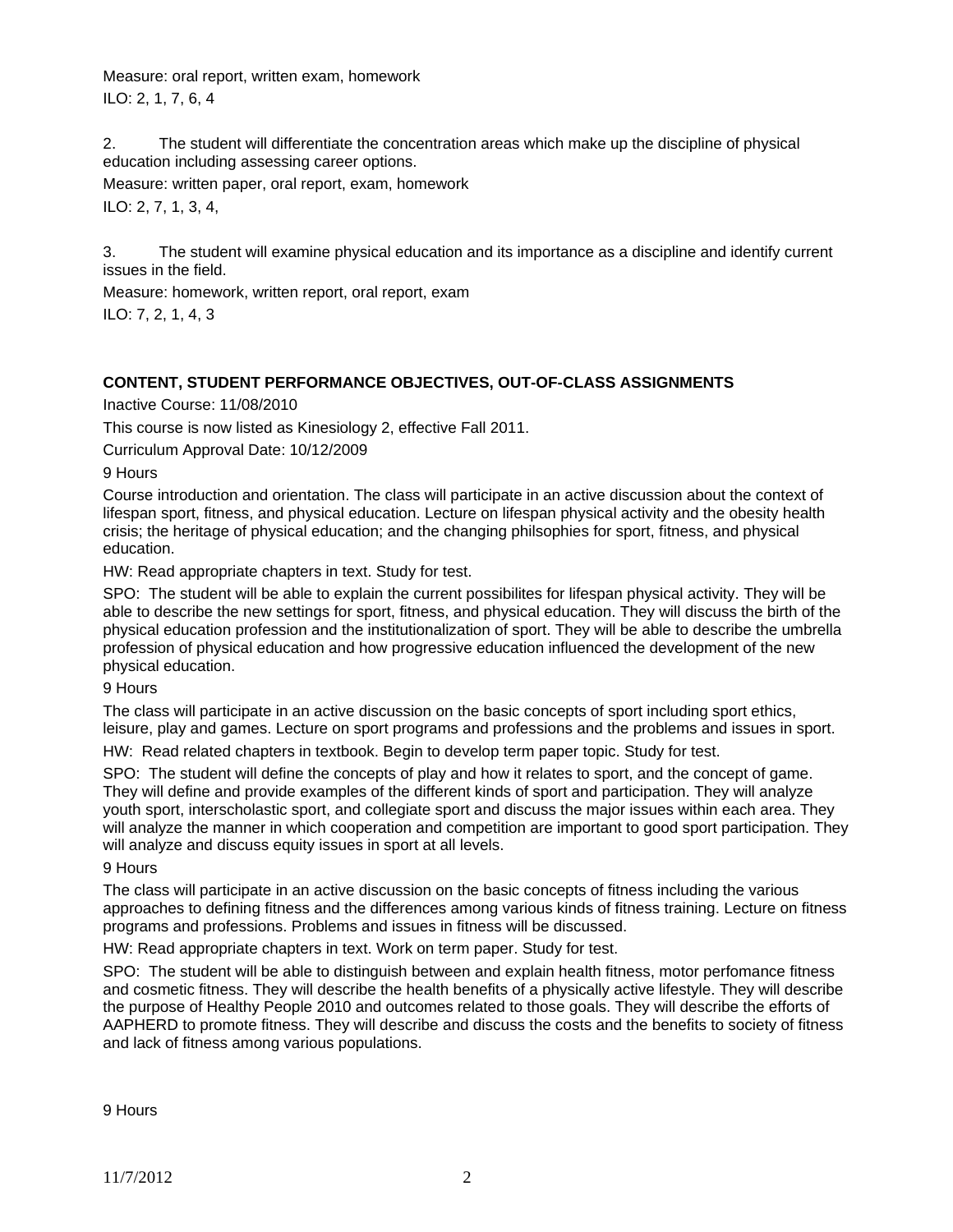Measure: oral report, written exam, homework
ILO: 2, 1, 7, 6, 4

2. The student will differentiate the concentration areas which make up the discipline of physical education including assessing career options.

Measure: written paper, oral report, exam, homework

ILO: 2, 7, 1, 3, 4,

3. The student will examine physical education and its importance as a discipline and identify current issues in the field.

Measure: homework, written report, oral report, exam

ILO: 7, 2, 1, 4, 3

**CONTENT, STUDENT PERFORMANCE OBJECTIVES, OUT-OF-CLASS ASSIGNMENTS**

Inactive Course: 11/08/2010

This course is now listed as Kinesiology 2, effective Fall 2011.

Curriculum Approval Date: 10/12/2009

9 Hours

Course introduction and orientation. The class will participate in an active discussion about the context of lifespan sport, fitness, and physical education. Lecture on lifespan physical activity and the obesity health crisis; the heritage of physical education; and the changing philsophies for sport, fitness, and physical education.

HW: Read appropriate chapters in text. Study for test.

SPO: The student will be able to explain the current possibilites for lifespan physical activity. They will be able to describe the new settings for sport, fitness, and physical education. They will discuss the birth of the physical education profession and the institutionalization of sport. They will be able to describe the umbrella profession of physical education and how progressive education influenced the development of the new physical education.

9 Hours

The class will participate in an active discussion on the basic concepts of sport including sport ethics, leisure, play and games. Lecture on sport programs and professions and the problems and issues in sport.

HW: Read related chapters in textbook. Begin to develop term paper topic. Study for test.

SPO: The student will define the concepts of play and how it relates to sport, and the concept of game. They will define and provide examples of the different kinds of sport and participation. They will analyze youth sport, interscholastic sport, and collegiate sport and discuss the major issues within each area. They will analyze the manner in which cooperation and competition are important to good sport participation. They will analyze and discuss equity issues in sport at all levels.

9 Hours

The class will participate in an active discussion on the basic concepts of fitness including the various approaches to defining fitness and the differences among various kinds of fitness training. Lecture on fitness programs and professions. Problems and issues in fitness will be discussed.

HW: Read appropriate chapters in text. Work on term paper. Study for test.

SPO: The student will be able to distinguish between and explain health fitness, motor perfomance fitness and cosmetic fitness. They will describe the health benefits of a physically active lifestyle. They will describe the purpose of Healthy People 2010 and outcomes related to those goals. They will describe the efforts of AAPHERD to promote fitness. They will describe and discuss the costs and the benefits to society of fitness and lack of fitness among various populations.

9 Hours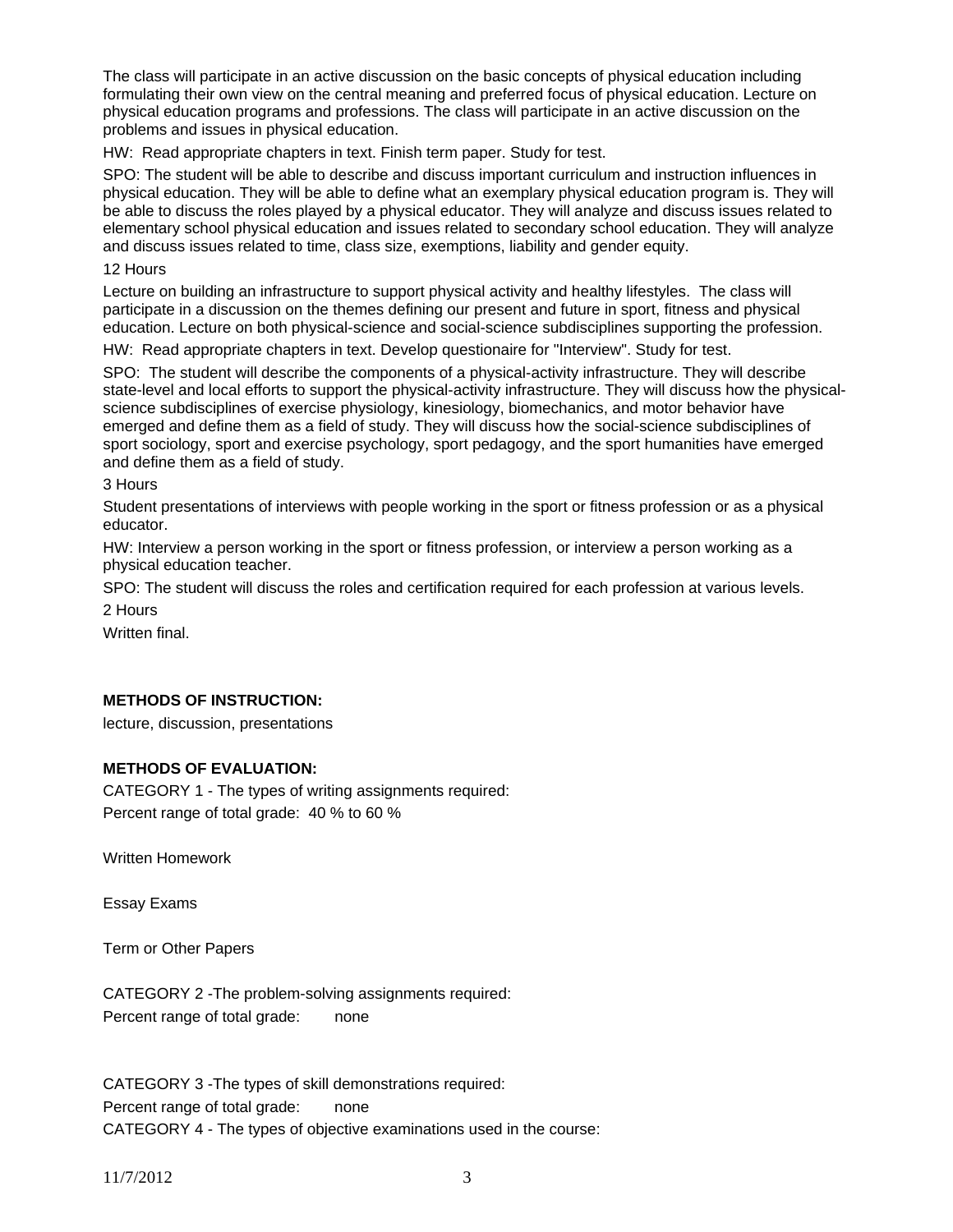The class will participate in an active discussion on the basic concepts of physical education including formulating their own view on the central meaning and preferred focus of physical education. Lecture on physical education programs and professions. The class will participate in an active discussion on the problems and issues in physical education.

HW: Read appropriate chapters in text. Finish term paper. Study for test.

SPO: The student will be able to describe and discuss important curriculum and instruction influences in physical education. They will be able to define what an exemplary physical education program is. They will be able to discuss the roles played by a physical educator. They will analyze and discuss issues related to elementary school physical education and issues related to secondary school education. They will analyze and discuss issues related to time, class size, exemptions, liability and gender equity.

12 Hours

Lecture on building an infrastructure to support physical activity and healthy lifestyles. The class will participate in a discussion on the themes defining our present and future in sport, fitness and physical education. Lecture on both physical-science and social-science subdisciplines supporting the profession.

HW: Read appropriate chapters in text. Develop questionaire for "Interview". Study for test.

SPO: The student will describe the components of a physical-activity infrastructure. They will describe state-level and local efforts to support the physical-activity infrastructure. They will discuss how the physical-science subdisciplines of exercise physiology, kinesiology, biomechanics, and motor behavior have emerged and define them as a field of study. They will discuss how the social-science subdisciplines of sport sociology, sport and exercise psychology, sport pedagogy, and the sport humanities have emerged and define them as a field of study.

3 Hours

Student presentations of interviews with people working in the sport or fitness profession or as a physical educator.

HW: Interview a person working in the sport or fitness profession, or interview a person working as a physical education teacher.

SPO: The student will discuss the roles and certification required for each profession at various levels.

2 Hours

Written final.

**METHODS OF INSTRUCTION:**

lecture, discussion, presentations

**METHODS OF EVALUATION:**

CATEGORY 1 - The types of writing assignments required:
Percent range of total grade: 40 % to 60 %

Written Homework

Essay Exams

Term or Other Papers

CATEGORY 2 -The problem-solving assignments required:
Percent range of total grade: none

CATEGORY 3 -The types of skill demonstrations required:
Percent range of total grade: none

CATEGORY 4 - The types of objective examinations used in the course: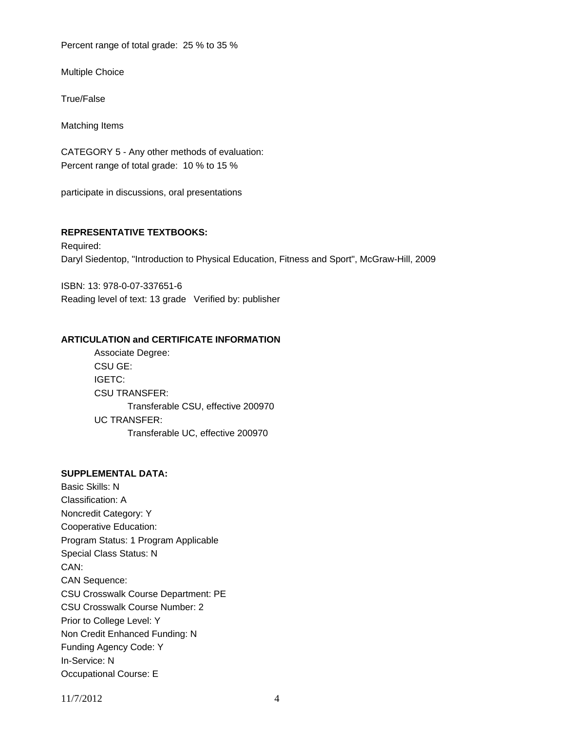Percent range of total grade: 25 % to 35 %

Multiple Choice

True/False

Matching Items

CATEGORY 5 - Any other methods of evaluation:
Percent range of total grade: 10 % to 15 %

participate in discussions, oral presentations

**REPRESENTATIVE TEXTBOOKS:**

Required:
Daryl Siedentop, "Introduction to Physical Education, Fitness and Sport", McGraw-Hill, 2009

ISBN: 13: 978-0-07-337651-6
Reading level of text: 13 grade Verified by: publisher

**ARTICULATION and CERTIFICATE INFORMATION**

Associate Degree:
CSU GE:
IGETC:
CSU TRANSFER:
Transferable CSU, effective 200970
UC TRANSFER:
Transferable UC, effective 200970

**SUPPLEMENTAL DATA:**

Basic Skills: N
Classification: A
Noncredit Category: Y
Cooperative Education:
Program Status: 1 Program Applicable
Special Class Status: N
CAN:
CAN Sequence:
CSU Crosswalk Course Department: PE
CSU Crosswalk Course Number: 2
Prior to College Level: Y
Non Credit Enhanced Funding: N
Funding Agency Code: Y
In-Service: N
Occupational Course: E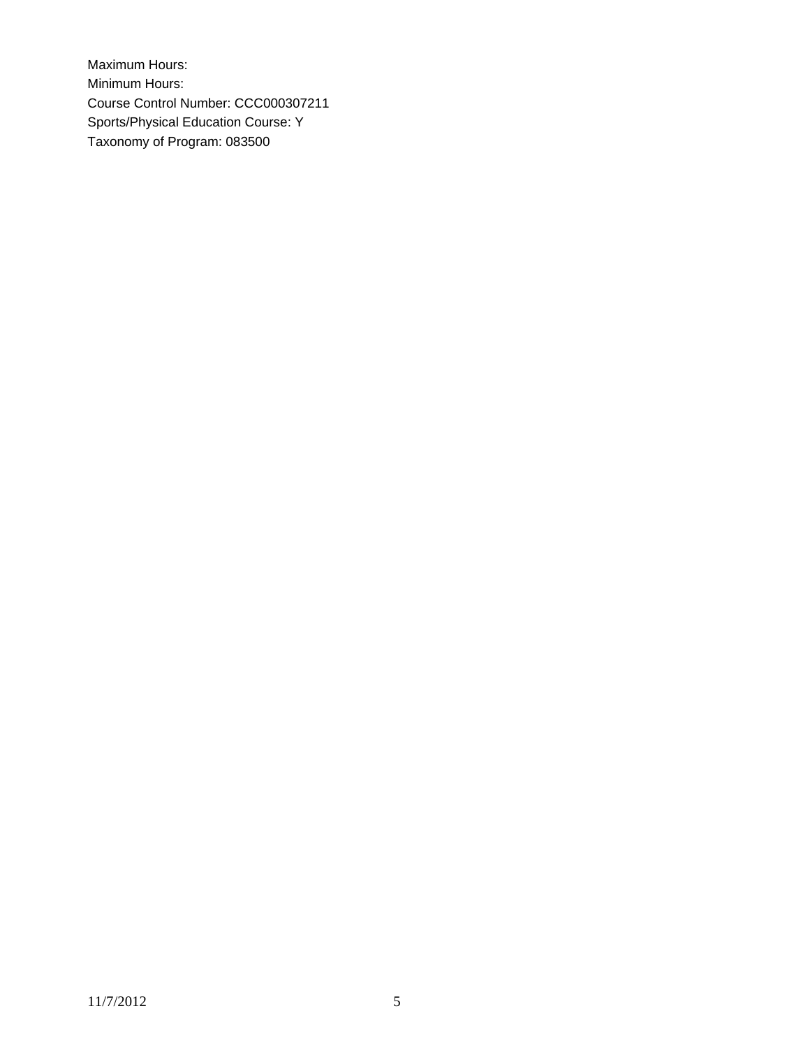Maximum Hours:

Minimum Hours:

Course Control Number: CCC000307211

Sports/Physical Education Course: Y

Taxonomy of Program: 083500